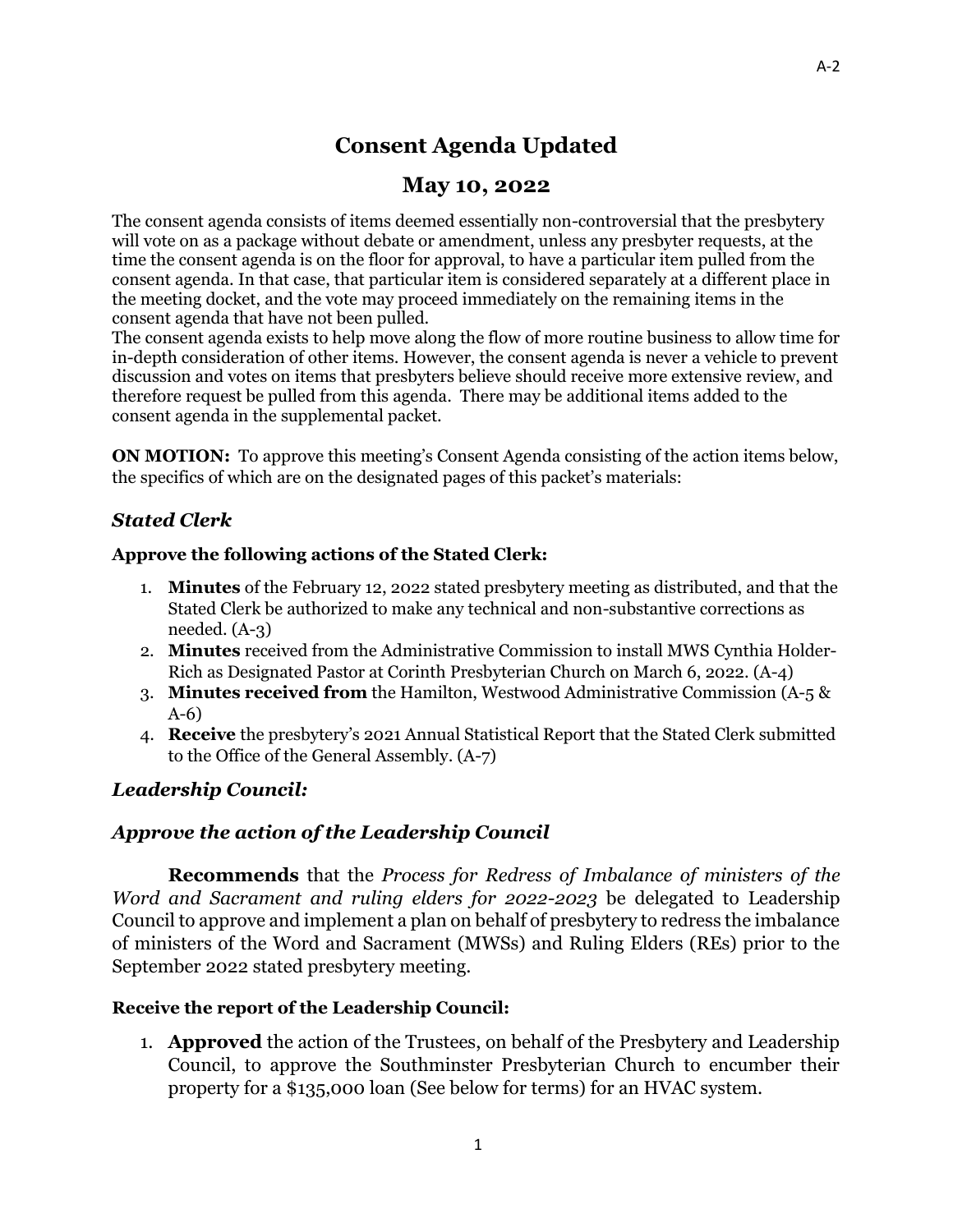# Consent Agenda Updated

## May 10, 2022

The consent agenda consists of items deemed essentially non-controversial that the presbytery will vote on as a package without debate or amendment, unless any presbyter requests, at the time the consent agenda is on the floor for approval, to have a particular item pulled from the consent agenda. In that case, that particular item is considered separately at a different place in the meeting docket, and the vote may proceed immediately on the remaining items in the consent agenda that have not been pulled.

The consent agenda exists to help move along the flow of more routine business to allow time for in-depth consideration of other items. However, the consent agenda is never a vehicle to prevent discussion and votes on items that presbyters believe should receive more extensive review, and therefore request be pulled from this agenda. There may be additional items added to the consent agenda in the supplemental packet.

**ON MOTION:** To approve this meeting's Consent Agenda consisting of the action items below, the specifics of which are on the designated pages of this packet's materials:

### *Stated Clerk*

**Approve the following actions of the Stated Clerk:**

1. **Minutes** of the February 12, 2022 stated presbytery meeting as distributed, and that the Stated Clerk be authorized to make any technical and non-substantive corrections as needed. (A-3)
2. **Minutes** received from the Administrative Commission to install MWS Cynthia Holder-Rich as Designated Pastor at Corinth Presbyterian Church on March 6, 2022. (A-4)
3. **Minutes received from** the Hamilton, Westwood Administrative Commission (A-5 & A-6)
4. **Receive** the presbytery's 2021 Annual Statistical Report that the Stated Clerk submitted to the Office of the General Assembly. (A-7)

### *Leadership Council:*

### *Approve the action of the Leadership Council*

**Recommends** that the *Process for Redress of Imbalance of ministers of the Word and Sacrament and ruling elders for 2022-2023* be delegated to Leadership Council to approve and implement a plan on behalf of presbytery to redress the imbalance of ministers of the Word and Sacrament (MWSs) and Ruling Elders (REs) prior to the September 2022 stated presbytery meeting.

**Receive the report of the Leadership Council:**

1. **Approved** the action of the Trustees, on behalf of the Presbytery and Leadership Council, to approve the Southminster Presbyterian Church to encumber their property for a $135,000 loan (See below for terms) for an HVAC system.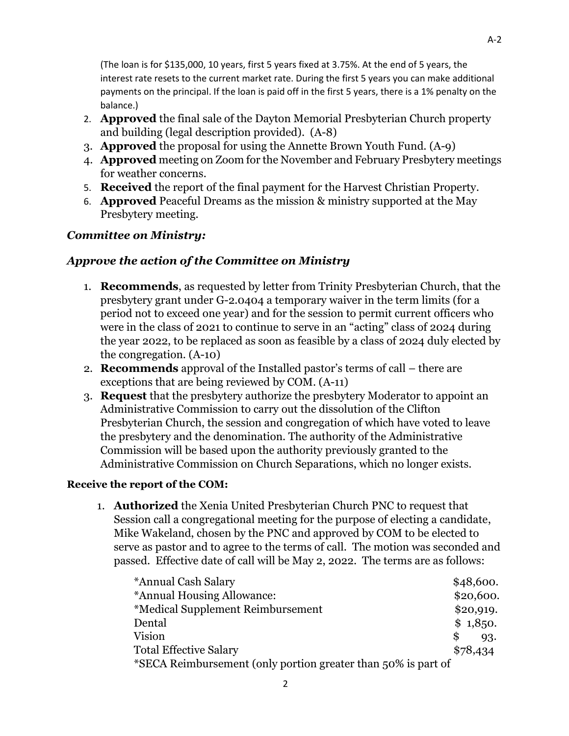(The loan is for $135,000, 10 years, first 5 years fixed at 3.75%. At the end of 5 years, the interest rate resets to the current market rate. During the first 5 years you can make additional payments on the principal. If the loan is paid off in the first 5 years, there is a 1% penalty on the balance.)

2. **Approved** the final sale of the Dayton Memorial Presbyterian Church property and building (legal description provided). (A-8)
3. **Approved** the proposal for using the Annette Brown Youth Fund. (A-9)
4. **Approved** meeting on Zoom for the November and February Presbytery meetings for weather concerns.
5. **Received** the report of the final payment for the Harvest Christian Property.
6. **Approved** Peaceful Dreams as the mission & ministry supported at the May Presbytery meeting.

### *Committee on Ministry:*

### *Approve the action of the Committee on Ministry*

1. **Recommends**, as requested by letter from Trinity Presbyterian Church, that the presbytery grant under G-2.0404 a temporary waiver in the term limits (for a period not to exceed one year) and for the session to permit current officers who were in the class of 2021 to continue to serve in an "acting" class of 2024 during the year 2022, to be replaced as soon as feasible by a class of 2024 duly elected by the congregation. (A-10)
2. **Recommends** approval of the Installed pastor's terms of call – there are exceptions that are being reviewed by COM. (A-11)
3. **Request** that the presbytery authorize the presbytery Moderator to appoint an Administrative Commission to carry out the dissolution of the Clifton Presbyterian Church, the session and congregation of which have voted to leave the presbytery and the denomination. The authority of the Administrative Commission will be based upon the authority previously granted to the Administrative Commission on Church Separations, which no longer exists.

**Receive the report of the COM:**

1. **Authorized** the Xenia United Presbyterian Church PNC to request that Session call a congregational meeting for the purpose of electing a candidate, Mike Wakeland, chosen by the PNC and approved by COM to be elected to serve as pastor and to agree to the terms of call. The motion was seconded and passed. Effective date of call will be May 2, 2022. The terms are as follows:

| | |
|---|---|
| *Annual Cash Salary | $48,600. |
| *Annual Housing Allowance: | $20,600. |
| *Medical Supplement Reimbursement | $20,919. |
| Dental | $ 1,850. |
| Vision | $ 93. |
| Total Effective Salary | $78,434 |

*SECA Reimbursement (only portion greater than 50% is part of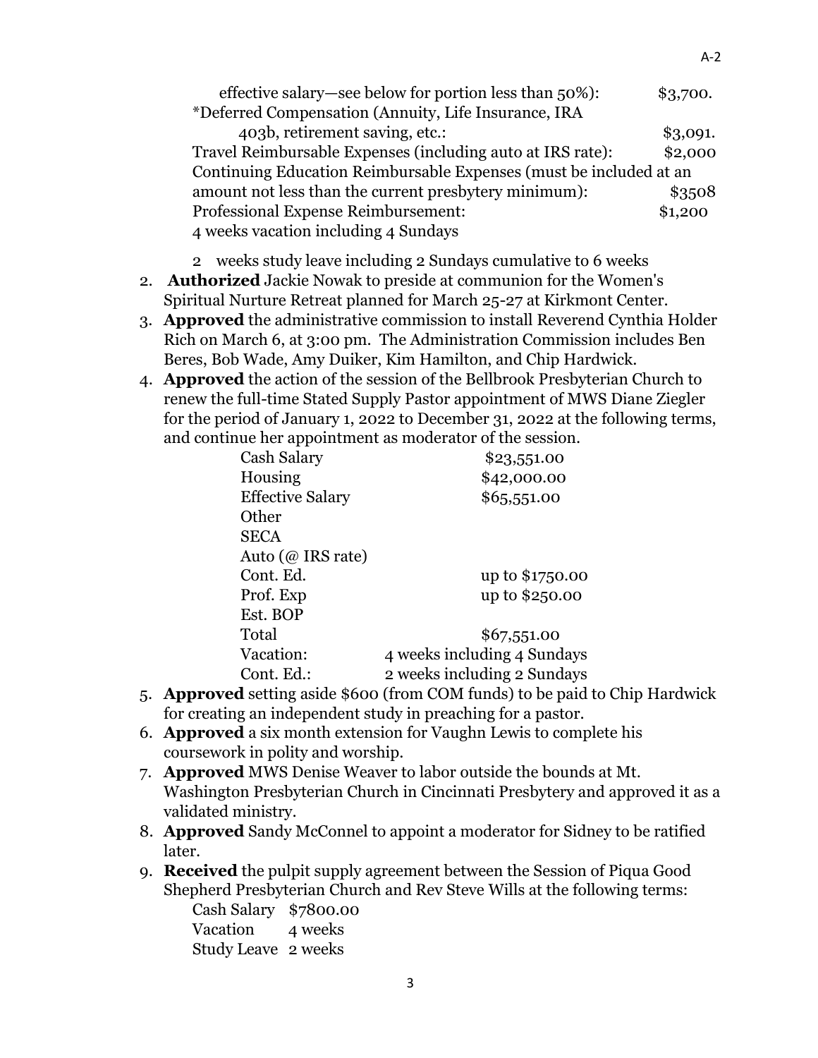effective salary—see below for portion less than 50%): $3,700.
*Deferred Compensation (Annuity, Life Insurance, IRA
403b, retirement saving, etc.: $3,091.
Travel Reimbursable Expenses (including auto at IRS rate): $2,000
Continuing Education Reimbursable Expenses (must be included at an amount not less than the current presbytery minimum): $3508
Professional Expense Reimbursement: $1,200
4 weeks vacation including 4 Sundays

2 weeks study leave including 2 Sundays cumulative to 6 weeks

2. **Authorized** Jackie Nowak to preside at communion for the Women's Spiritual Nurture Retreat planned for March 25-27 at Kirkmont Center.
3. **Approved** the administrative commission to install Reverend Cynthia Holder Rich on March 6, at 3:00 pm. The Administration Commission includes Ben Beres, Bob Wade, Amy Duiker, Kim Hamilton, and Chip Hardwick.
4. **Approved** the action of the session of the Bellbrook Presbyterian Church to renew the full-time Stated Supply Pastor appointment of MWS Diane Ziegler for the period of January 1, 2022 to December 31, 2022 at the following terms, and continue her appointment as moderator of the session.

| | |
|---|---|
| Cash Salary | $23,551.00 |
| Housing | $42,000.00 |
| Effective Salary | $65,551.00 |
| Other | |
| SECA | |
| Auto (@ IRS rate) | |
| Cont. Ed. | up to $1750.00 |
| Prof. Exp | up to $250.00 |
| Est. BOP | |
| Total | $67,551.00 |
| Vacation: | 4 weeks including 4 Sundays |
| Cont. Ed.: | 2 weeks including 2 Sundays |

5. **Approved** setting aside $600 (from COM funds) to be paid to Chip Hardwick for creating an independent study in preaching for a pastor.
6. **Approved** a six month extension for Vaughn Lewis to complete his coursework in polity and worship.
7. **Approved** MWS Denise Weaver to labor outside the bounds at Mt. Washington Presbyterian Church in Cincinnati Presbytery and approved it as a validated ministry.
8. **Approved** Sandy McConnel to appoint a moderator for Sidney to be ratified later.
9. **Received** the pulpit supply agreement between the Session of Piqua Good Shepherd Presbyterian Church and Rev Steve Wills at the following terms:

| | |
|---|---|
| Cash Salary | $7800.00 |
| Vacation | 4 weeks |
| Study Leave | 2 weeks |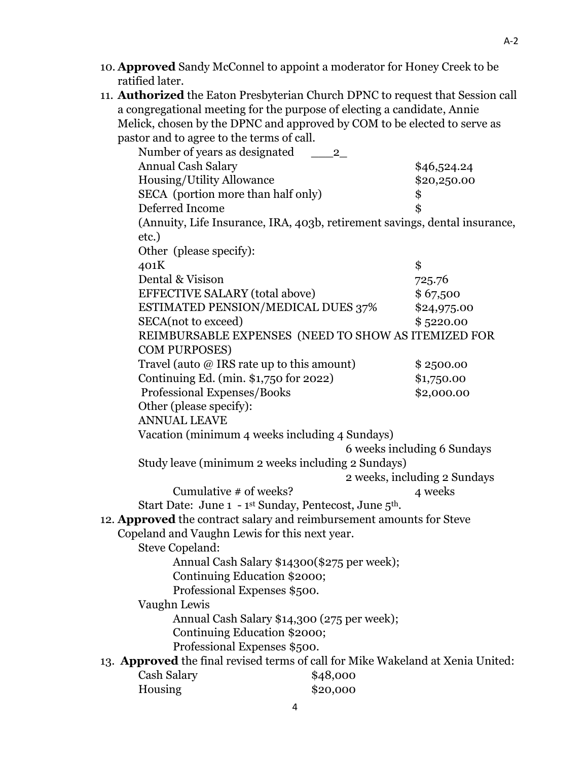10. **Approved** Sandy McConnel to appoint a moderator for Honey Creek to be ratified later.
11. **Authorized** the Eaton Presbyterian Church DPNC to request that Session call a congregational meeting for the purpose of electing a candidate, Annie Melick, chosen by the DPNC and approved by COM to be elected to serve as pastor and to agree to the terms of call.

    Number of years as designated ___2_

    | | |
    |---|---|
    | Annual Cash Salary | $46,524.24 |
    | Housing/Utility Allowance | $20,250.00 |
    | SECA (portion more than half only) | $ |
    | Deferred Income | $ |
    | (Annuity, Life Insurance, IRA, 403b, retirement savings, dental insurance, etc.) | |
    | Other (please specify): | |
    | 401K | $ |
    | Dental & Visison | 725.76 |
    | EFFECTIVE SALARY (total above) | $ 67,500 |
    | ESTIMATED PENSION/MEDICAL DUES 37% | $24,975.00 |
    | SECA(not to exceed) | $ 5220.00 |
    | REIMBURSABLE EXPENSES (NEED TO SHOW AS ITEMIZED FOR COM PURPOSES) | |
    | Travel (auto @ IRS rate up to this amount) | $ 2500.00 |
    | Continuing Ed. (min. $1,750 for 2022) | $1,750.00 |
    | Professional Expenses/Books | $2,000.00 |
    | Other (please specify): | |
    | ANNUAL LEAVE | |
    | Vacation (minimum 4 weeks including 4 Sundays) | 6 weeks including 6 Sundays |
    | Study leave (minimum 2 weeks including 2 Sundays) | 2 weeks, including 2 Sundays |
    | Cumulative # of weeks? | 4 weeks |

    Start Date: June 1 - 1st Sunday, Pentecost, June 5th.
12. **Approved** the contract salary and reimbursement amounts for Steve Copeland and Vaughn Lewis for this next year.

    Steve Copeland:

    Annual Cash Salary $14300($275 per week);
    Continuing Education $2000;
    Professional Expenses $500.

    Vaughn Lewis

    Annual Cash Salary $14,300 (275 per week);
    Continuing Education $2000;
    Professional Expenses $500.
13. **Approved** the final revised terms of call for Mike Wakeland at Xenia United:

    | | |
    |---|---|
    | Cash Salary | $48,000 |
    | Housing | $20,000 |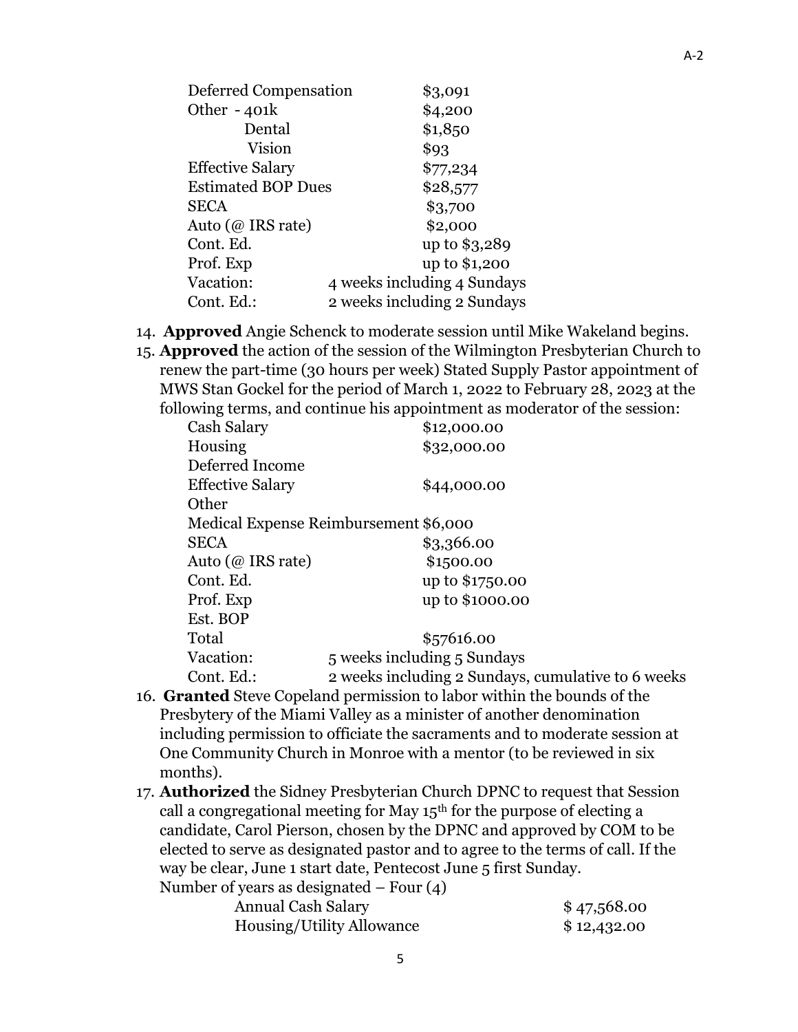| | |
|---|---|
| Deferred Compensation | $3,091 |
| Other - 401k | $4,200 |
| Dental | $1,850 |
| Vision | $93 |
| Effective Salary | $77,234 |
| Estimated BOP Dues | $28,577 |
| SECA | $3,700 |
| Auto (@ IRS rate) | $2,000 |
| Cont. Ed. | up to $3,289 |
| Prof. Exp | up to $1,200 |
| Vacation: | 4 weeks including 4 Sundays |
| Cont. Ed.: | 2 weeks including 2 Sundays |

14. **Approved** Angie Schenck to moderate session until Mike Wakeland begins.
15. **Approved** the action of the session of the Wilmington Presbyterian Church to renew the part-time (30 hours per week) Stated Supply Pastor appointment of MWS Stan Gockel for the period of March 1, 2022 to February 28, 2023 at the following terms, and continue his appointment as moderator of the session:

| | |
|---|---|
| Cash Salary | $12,000.00 |
| Housing | $32,000.00 |
| Deferred Income | |
| Effective Salary | $44,000.00 |
| Other | |
| Medical Expense Reimbursement | $6,000 |
| SECA | $3,366.00 |
| Auto (@ IRS rate) | $1500.00 |
| Cont. Ed. | up to $1750.00 |
| Prof. Exp | up to $1000.00 |
| Est. BOP | |
| Total | $57616.00 |
| Vacation: | 5 weeks including 5 Sundays |
| Cont. Ed.: | 2 weeks including 2 Sundays, cumulative to 6 weeks |

16. **Granted** Steve Copeland permission to labor within the bounds of the Presbytery of the Miami Valley as a minister of another denomination including permission to officiate the sacraments and to moderate session at One Community Church in Monroe with a mentor (to be reviewed in six months).
17. **Authorized** the Sidney Presbyterian Church DPNC to request that Session call a congregational meeting for May 15th for the purpose of electing a candidate, Carol Pierson, chosen by the DPNC and approved by COM to be elected to serve as designated pastor and to agree to the terms of call. If the way be clear, June 1 start date, Pentecost June 5 first Sunday.

    Number of years as designated – Four (4)

| | |
|---|---|
| Annual Cash Salary | $ 47,568.00 |
| Housing/Utility Allowance | $ 12,432.00 |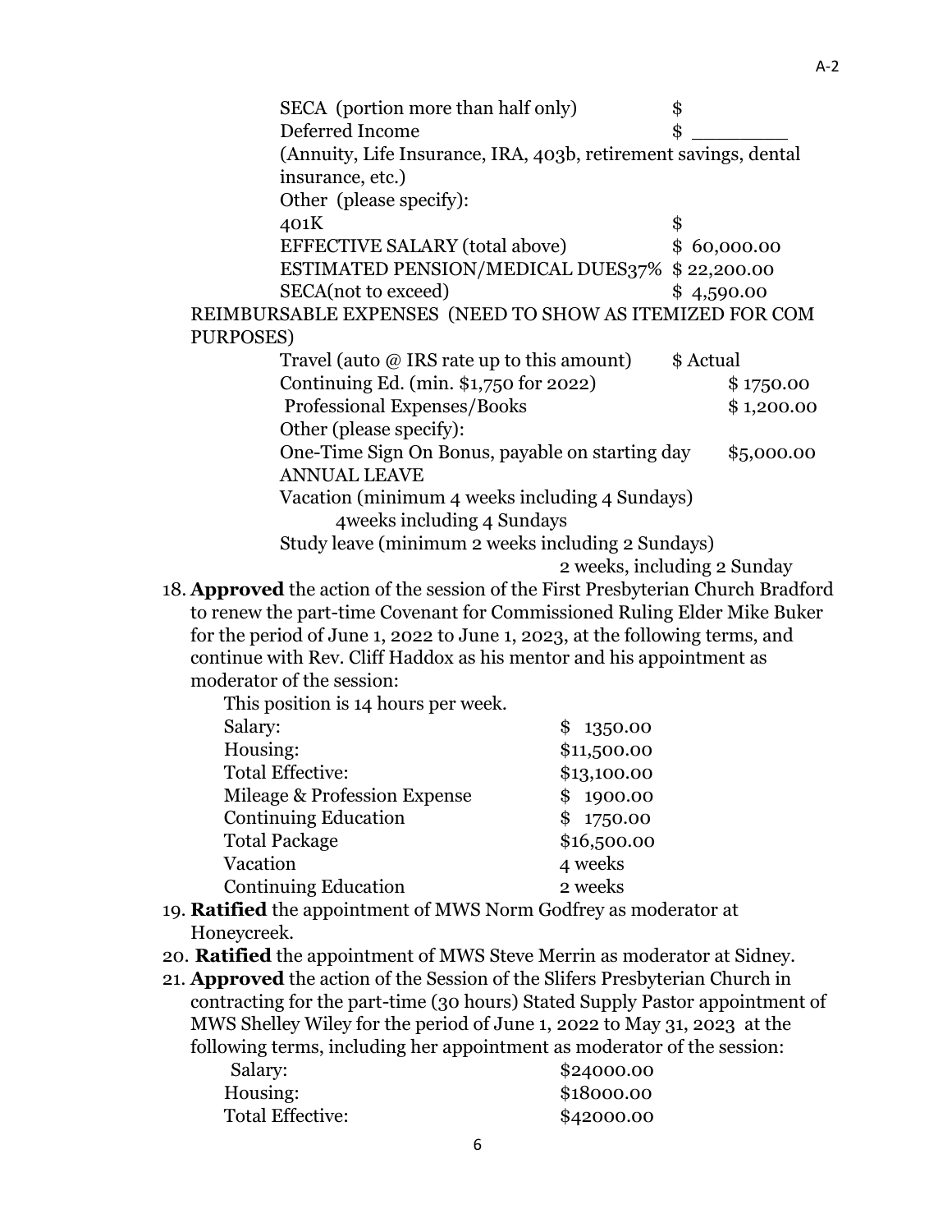SECA (portion more than half only) $
Deferred Income $ ________
(Annuity, Life Insurance, IRA, 403b, retirement savings, dental insurance, etc.)
Other (please specify):
401K $
EFFECTIVE SALARY (total above) $ 60,000.00
ESTIMATED PENSION/MEDICAL DUES37% $ 22,200.00
SECA(not to exceed) $ 4,590.00

REIMBURSABLE EXPENSES (NEED TO SHOW AS ITEMIZED FOR COM PURPOSES)

Travel (auto @ IRS rate up to this amount) $ Actual
Continuing Ed. (min. $1,750 for 2022) $ 1750.00
Professional Expenses/Books $ 1,200.00
Other (please specify):
One-Time Sign On Bonus, payable on starting day $5,000.00
ANNUAL LEAVE
Vacation (minimum 4 weeks including 4 Sundays)
4weeks including 4 Sundays
Study leave (minimum 2 weeks including 2 Sundays)
2 weeks, including 2 Sunday

18. **Approved** the action of the session of the First Presbyterian Church Bradford to renew the part-time Covenant for Commissioned Ruling Elder Mike Buker for the period of June 1, 2022 to June 1, 2023, at the following terms, and continue with Rev. Cliff Haddox as his mentor and his appointment as moderator of the session:

    This position is 14 hours per week.

    | | |
    |---|---|
    | Salary: | $ 1350.00 |
    | Housing: | $11,500.00 |
    | Total Effective: | $13,100.00 |
    | Mileage & Profession Expense | $ 1900.00 |
    | Continuing Education | $ 1750.00 |
    | Total Package | $16,500.00 |
    | Vacation | 4 weeks |
    | Continuing Education | 2 weeks |

19. **Ratified** the appointment of MWS Norm Godfrey as moderator at Honeycreek.
20. **Ratified** the appointment of MWS Steve Merrin as moderator at Sidney.
21. **Approved** the action of the Session of the Slifers Presbyterian Church in contracting for the part-time (30 hours) Stated Supply Pastor appointment of MWS Shelley Wiley for the period of June 1, 2022 to May 31, 2023 at the following terms, including her appointment as moderator of the session:

    | | |
    |---|---|
    | Salary: | $24000.00 |
    | Housing: | $18000.00 |
    | Total Effective: | $42000.00 |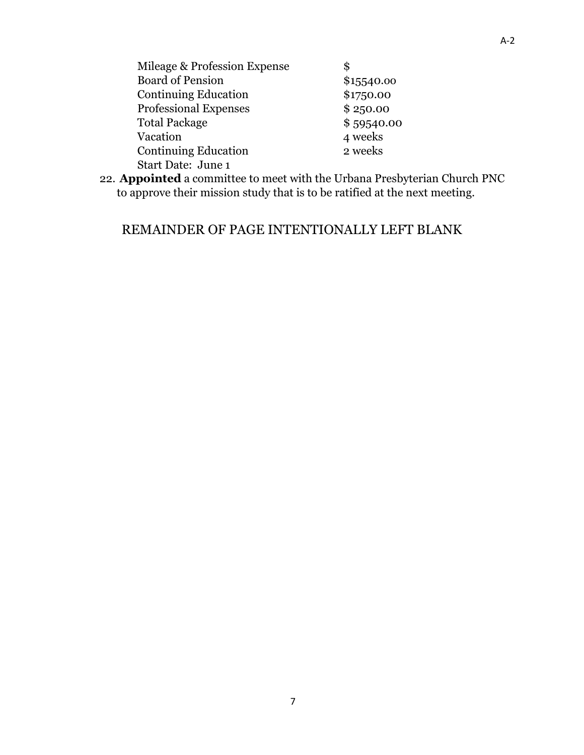| | |
|---|---|
| Mileage & Profession Expense | $ |
| Board of Pension | $15540.00 |
| Continuing Education | $1750.00 |
| Professional Expenses | $ 250.00 |
| Total Package | $ 59540.00 |
| Vacation | 4 weeks |
| Continuing Education | 2 weeks |
| Start Date: June 1 | |

22. **Appointed** a committee to meet with the Urbana Presbyterian Church PNC to approve their mission study that is to be ratified at the next meeting.

REMAINDER OF PAGE INTENTIONALLY LEFT BLANK